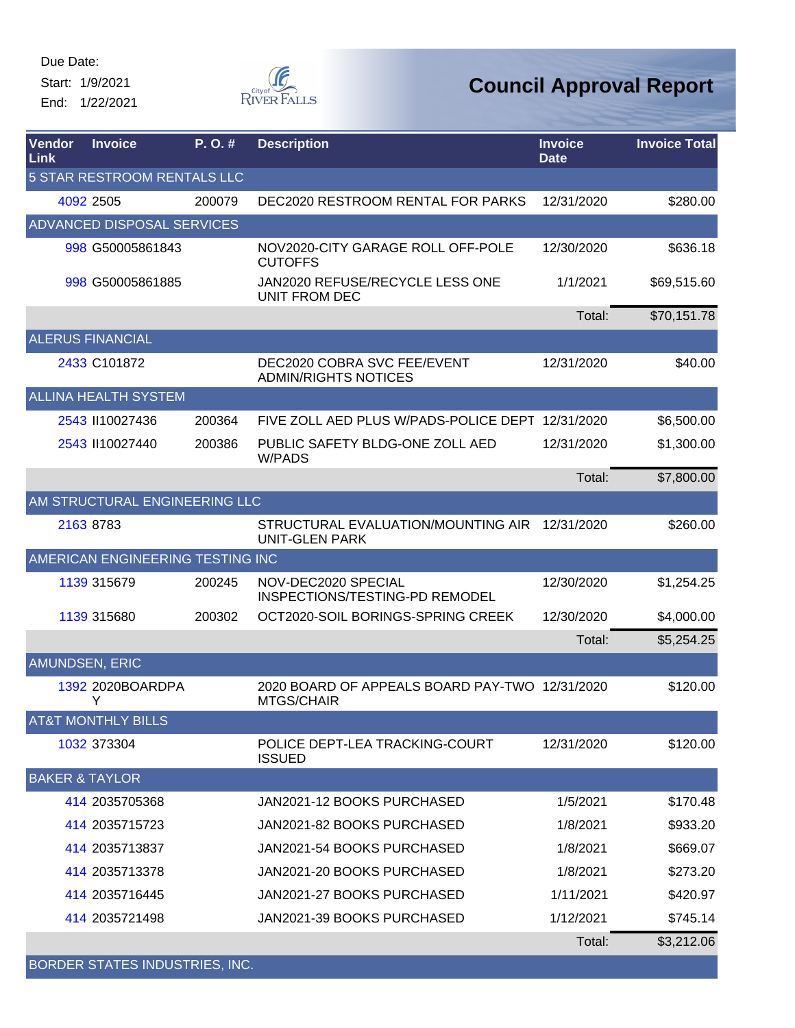Due Date:
Start: 1/9/2021
End: 1/22/2021

City of River Falls

# Council Approval Report

| Vendor Link | Invoice | P. O. # | Description | Invoice Date | Invoice Total |
|---|---|---|---|---|---|
| 5 STAR RESTROOM RENTALS LLC | | | | | |
| 4092 | 2505 | 200079 | DEC2020 RESTROOM RENTAL FOR PARKS | 12/31/2020 | $280.00 |
| ADVANCED DISPOSAL SERVICES | | | | | |
| 998 | G50005861843 | | NOV2020-CITY GARAGE ROLL OFF-POLE CUTOFFS | 12/30/2020 | $636.18 |
| 998 | G50005861885 | | JAN2020 REFUSE/RECYCLE LESS ONE UNIT FROM DEC | 1/1/2021 | $69,515.60 |
| | | | | Total: | $70,151.78 |
| ALERUS FINANCIAL | | | | | |
| 2433 | C101872 | | DEC2020 COBRA SVC FEE/EVENT ADMIN/RIGHTS NOTICES | 12/31/2020 | $40.00 |
| ALLINA HEALTH SYSTEM | | | | | |
| 2543 | II10027436 | 200364 | FIVE ZOLL AED PLUS W/PADS-POLICE DEPT | 12/31/2020 | $6,500.00 |
| 2543 | II10027440 | 200386 | PUBLIC SAFETY BLDG-ONE ZOLL AED W/PADS | 12/31/2020 | $1,300.00 |
| | | | | Total: | $7,800.00 |
| AM STRUCTURAL ENGINEERING LLC | | | | | |
| 2163 | 8783 | | STRUCTURAL EVALUATION/MOUNTING AIR UNIT-GLEN PARK | 12/31/2020 | $260.00 |
| AMERICAN ENGINEERING TESTING INC | | | | | |
| 1139 | 315679 | 200245 | NOV-DEC2020 SPECIAL INSPECTIONS/TESTING-PD REMODEL | 12/30/2020 | $1,254.25 |
| 1139 | 315680 | 200302 | OCT2020-SOIL BORINGS-SPRING CREEK | 12/30/2020 | $4,000.00 |
| | | | | Total: | $5,254.25 |
| AMUNDSEN, ERIC | | | | | |
| 1392 | 2020BOARDPAY | | 2020 BOARD OF APPEALS BOARD PAY-TWO MTGS/CHAIR | 12/31/2020 | $120.00 |
| AT&T MONTHLY BILLS | | | | | |
| 1032 | 373304 | | POLICE DEPT-LEA TRACKING-COURT ISSUED | 12/31/2020 | $120.00 |
| BAKER & TAYLOR | | | | | |
| 414 | 2035705368 | | JAN2021-12 BOOKS PURCHASED | 1/5/2021 | $170.48 |
| 414 | 2035715723 | | JAN2021-82 BOOKS PURCHASED | 1/8/2021 | $933.20 |
| 414 | 2035713837 | | JAN2021-54 BOOKS PURCHASED | 1/8/2021 | $669.07 |
| 414 | 2035713378 | | JAN2021-20 BOOKS PURCHASED | 1/8/2021 | $273.20 |
| 414 | 2035716445 | | JAN2021-27 BOOKS PURCHASED | 1/11/2021 | $420.97 |
| 414 | 2035721498 | | JAN2021-39 BOOKS PURCHASED | 1/12/2021 | $745.14 |
| | | | | Total: | $3,212.06 |
| BORDER STATES INDUSTRIES, INC. | | | | | |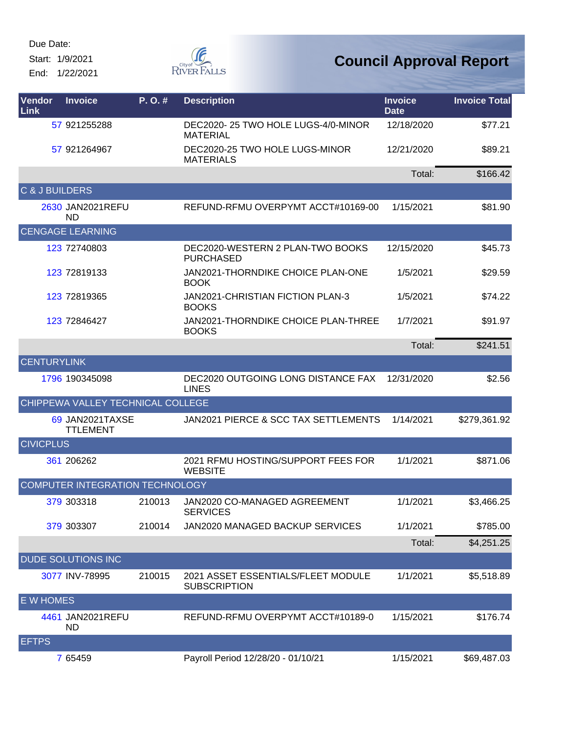Due Date:
Start: 1/9/2021
End: 1/22/2021

City of River Falls

# Council Approval Report

| Vendor Link | Invoice | P. O. # | Description | Invoice Date | Invoice Total |
|---|---|---|---|---|---|
| 57 | 921255288 | | DEC2020- 25 TWO HOLE LUGS-4/0-MINOR MATERIAL | 12/18/2020 | $77.21 |
| 57 | 921264967 | | DEC2020-25 TWO HOLE LUGS-MINOR MATERIALS | 12/21/2020 | $89.21 |
| | | | | Total: | $166.42 |
| C & J BUILDERS | | | | | |
| 2630 | JAN2021REFUND | | REFUND-RFMU OVERPYMT ACCT#10169-00 | 1/15/2021 | $81.90 |
| CENGAGE LEARNING | | | | | |
| 123 | 72740803 | | DEC2020-WESTERN 2 PLAN-TWO BOOKS PURCHASED | 12/15/2020 | $45.73 |
| 123 | 72819133 | | JAN2021-THORNDIKE CHOICE PLAN-ONE BOOK | 1/5/2021 | $29.59 |
| 123 | 72819365 | | JAN2021-CHRISTIAN FICTION PLAN-3 BOOKS | 1/5/2021 | $74.22 |
| 123 | 72846427 | | JAN2021-THORNDIKE CHOICE PLAN-THREE BOOKS | 1/7/2021 | $91.97 |
| | | | | Total: | $241.51 |
| CENTURYLINK | | | | | |
| 1796 | 190345098 | | DEC2020 OUTGOING LONG DISTANCE FAX LINES | 12/31/2020 | $2.56 |
| CHIPPEWA VALLEY TECHNICAL COLLEGE | | | | | |
| 69 | JAN2021TAXSETTLEMENT | | JAN2021 PIERCE & SCC TAX SETTLEMENTS | 1/14/2021 | $279,361.92 |
| CIVICPLUS | | | | | |
| 361 | 206262 | | 2021 RFMU HOSTING/SUPPORT FEES FOR WEBSITE | 1/1/2021 | $871.06 |
| COMPUTER INTEGRATION TECHNOLOGY | | | | | |
| 379 | 303318 | 210013 | JAN2020 CO-MANAGED AGREEMENT SERVICES | 1/1/2021 | $3,466.25 |
| 379 | 303307 | 210014 | JAN2020 MANAGED BACKUP SERVICES | 1/1/2021 | $785.00 |
| | | | | Total: | $4,251.25 |
| DUDE SOLUTIONS INC | | | | | |
| 3077 | INV-78995 | 210015 | 2021 ASSET ESSENTIALS/FLEET MODULE SUBSCRIPTION | 1/1/2021 | $5,518.89 |
| E W HOMES | | | | | |
| 4461 | JAN2021REFUND | | REFUND-RFMU OVERPYMT ACCT#10189-0 | 1/15/2021 | $176.74 |
| EFTPS | | | | | |
| 7 | 65459 | | Payroll Period 12/28/20 - 01/10/21 | 1/15/2021 | $69,487.03 |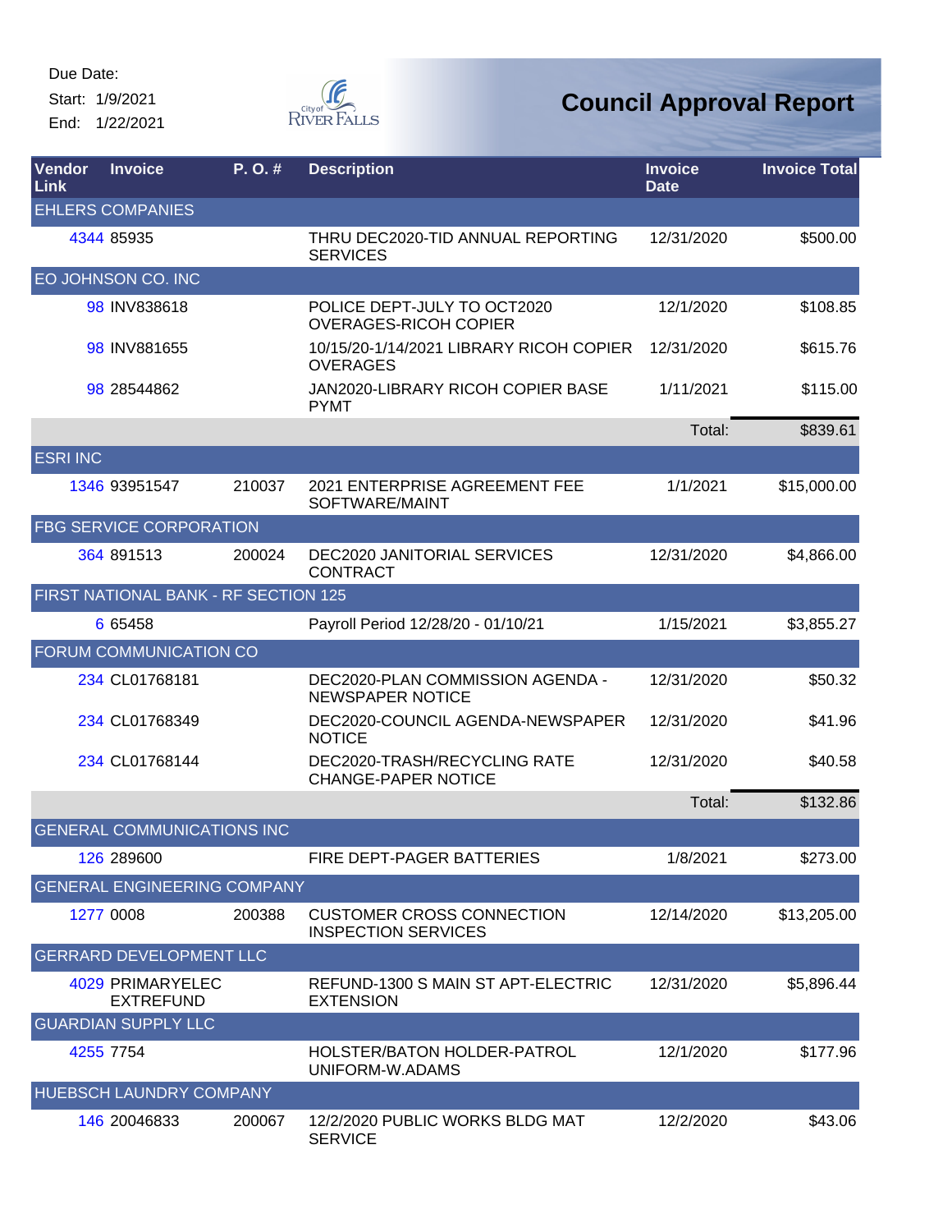Due Date:

Start: 1/9/2021

End: 1/22/2021

# Council Approval Report

| Vendor Link | Invoice | P. O. # | Description | Invoice Date | Invoice Total |
|---|---|---|---|---|---|
| EHLERS COMPANIES | | | | | |
| 4344 | 85935 | | THRU DEC2020-TID ANNUAL REPORTING SERVICES | 12/31/2020 | $500.00 |
| EO JOHNSON CO. INC | | | | | |
| 98 | INV838618 | | POLICE DEPT-JULY TO OCT2020 OVERAGES-RICOH COPIER | 12/1/2020 | $108.85 |
| 98 | INV881655 | | 10/15/20-1/14/2021 LIBRARY RICOH COPIER OVERAGES | 12/31/2020 | $615.76 |
| 98 | 28544862 | | JAN2020-LIBRARY RICOH COPIER BASE PYMT | 1/11/2021 | $115.00 |
| | | | | Total: | $839.61 |
| ESRI INC | | | | | |
| 1346 | 93951547 | 210037 | 2021 ENTERPRISE AGREEMENT FEE SOFTWARE/MAINT | 1/1/2021 | $15,000.00 |
| FBG SERVICE CORPORATION | | | | | |
| 364 | 891513 | 200024 | DEC2020 JANITORIAL SERVICES CONTRACT | 12/31/2020 | $4,866.00 |
| FIRST NATIONAL BANK - RF SECTION 125 | | | | | |
| 6 | 65458 | | Payroll Period 12/28/20 - 01/10/21 | 1/15/2021 | $3,855.27 |
| FORUM COMMUNICATION CO | | | | | |
| 234 | CL01768181 | | DEC2020-PLAN COMMISSION AGENDA - NEWSPAPER NOTICE | 12/31/2020 | $50.32 |
| 234 | CL01768349 | | DEC2020-COUNCIL AGENDA-NEWSPAPER NOTICE | 12/31/2020 | $41.96 |
| 234 | CL01768144 | | DEC2020-TRASH/RECYCLING RATE CHANGE-PAPER NOTICE | 12/31/2020 | $40.58 |
| | | | | Total: | $132.86 |
| GENERAL COMMUNICATIONS INC | | | | | |
| 126 | 289600 | | FIRE DEPT-PAGER BATTERIES | 1/8/2021 | $273.00 |
| GENERAL ENGINEERING COMPANY | | | | | |
| 1277 | 0008 | 200388 | CUSTOMER CROSS CONNECTION INSPECTION SERVICES | 12/14/2020 | $13,205.00 |
| GERRARD DEVELOPMENT LLC | | | | | |
| 4029 | PRIMARYELEC EXTREFUND | | REFUND-1300 S MAIN ST APT-ELECTRIC EXTENSION | 12/31/2020 | $5,896.44 |
| GUARDIAN SUPPLY LLC | | | | | |
| 4255 | 7754 | | HOLSTER/BATON HOLDER-PATROL UNIFORM-W.ADAMS | 12/1/2020 | $177.96 |
| HUEBSCH LAUNDRY COMPANY | | | | | |
| 146 | 20046833 | 200067 | 12/2/2020 PUBLIC WORKS BLDG MAT SERVICE | 12/2/2020 | $43.06 |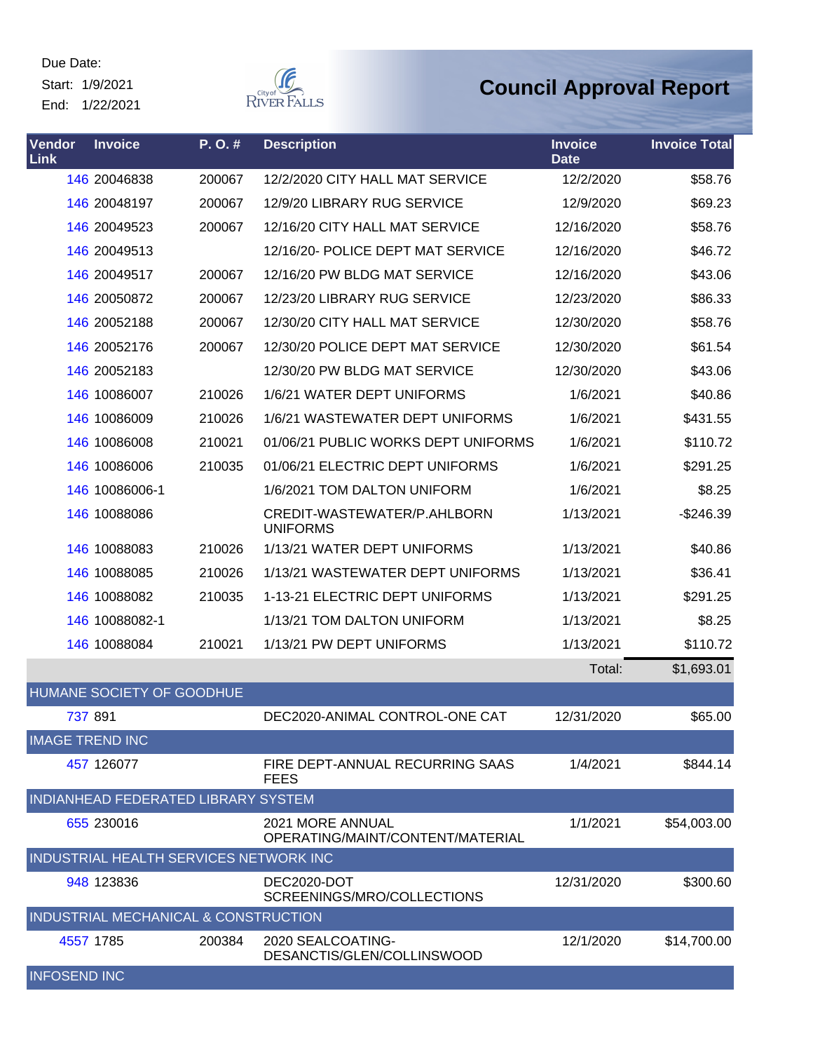Due Date:
Start: 1/9/2021
End: 1/22/2021

City of River Falls

# Council Approval Report

| Vendor Link | Invoice | P. O. # | Description | Invoice Date | Invoice Total |
|---|---|---|---|---|---|
| 146 | 20046838 | 200067 | 12/2/2020 CITY HALL MAT SERVICE | 12/2/2020 | $58.76 |
| 146 | 20048197 | 200067 | 12/9/20 LIBRARY RUG SERVICE | 12/9/2020 | $69.23 |
| 146 | 20049523 | 200067 | 12/16/20 CITY HALL MAT SERVICE | 12/16/2020 | $58.76 |
| 146 | 20049513 | | 12/16/20- POLICE DEPT MAT SERVICE | 12/16/2020 | $46.72 |
| 146 | 20049517 | 200067 | 12/16/20 PW BLDG MAT SERVICE | 12/16/2020 | $43.06 |
| 146 | 20050872 | 200067 | 12/23/20 LIBRARY RUG SERVICE | 12/23/2020 | $86.33 |
| 146 | 20052188 | 200067 | 12/30/20 CITY HALL MAT SERVICE | 12/30/2020 | $58.76 |
| 146 | 20052176 | 200067 | 12/30/20 POLICE DEPT MAT SERVICE | 12/30/2020 | $61.54 |
| 146 | 20052183 | | 12/30/20 PW BLDG MAT SERVICE | 12/30/2020 | $43.06 |
| 146 | 10086007 | 210026 | 1/6/21 WATER DEPT UNIFORMS | 1/6/2021 | $40.86 |
| 146 | 10086009 | 210026 | 1/6/21 WASTEWATER DEPT UNIFORMS | 1/6/2021 | $431.55 |
| 146 | 10086008 | 210021 | 01/06/21 PUBLIC WORKS DEPT UNIFORMS | 1/6/2021 | $110.72 |
| 146 | 10086006 | 210035 | 01/06/21 ELECTRIC DEPT UNIFORMS | 1/6/2021 | $291.25 |
| 146 | 10086006-1 | | 1/6/2021 TOM DALTON UNIFORM | 1/6/2021 | $8.25 |
| 146 | 10088086 | | CREDIT-WASTEWATER/P.AHLBORN UNIFORMS | 1/13/2021 | -$246.39 |
| 146 | 10088083 | 210026 | 1/13/21 WATER DEPT UNIFORMS | 1/13/2021 | $40.86 |
| 146 | 10088085 | 210026 | 1/13/21 WASTEWATER DEPT UNIFORMS | 1/13/2021 | $36.41 |
| 146 | 10088082 | 210035 | 1-13-21 ELECTRIC DEPT UNIFORMS | 1/13/2021 | $291.25 |
| 146 | 10088082-1 | | 1/13/21 TOM DALTON UNIFORM | 1/13/2021 | $8.25 |
| 146 | 10088084 | 210021 | 1/13/21 PW DEPT UNIFORMS | 1/13/2021 | $110.72 |
| | | | | Total: | $1,693.01 |
| HUMANE SOCIETY OF GOODHUE | | | | | |
| 737 | 891 | | DEC2020-ANIMAL CONTROL-ONE CAT | 12/31/2020 | $65.00 |
| IMAGE TREND INC | | | | | |
| 457 | 126077 | | FIRE DEPT-ANNUAL RECURRING SAAS FEES | 1/4/2021 | $844.14 |
| INDIANHEAD FEDERATED LIBRARY SYSTEM | | | | | |
| 655 | 230016 | | 2021 MORE ANNUAL OPERATING/MAINT/CONTENT/MATERIAL | 1/1/2021 | $54,003.00 |
| INDUSTRIAL HEALTH SERVICES NETWORK INC | | | | | |
| 948 | 123836 | | DEC2020-DOT SCREENINGS/MRO/COLLECTIONS | 12/31/2020 | $300.60 |
| INDUSTRIAL MECHANICAL & CONSTRUCTION | | | | | |
| 4557 | 1785 | 200384 | 2020 SEALCOATING-DESANCTIS/GLEN/COLLINSWOOD | 12/1/2020 | $14,700.00 |
| INFOSEND INC | | | | | |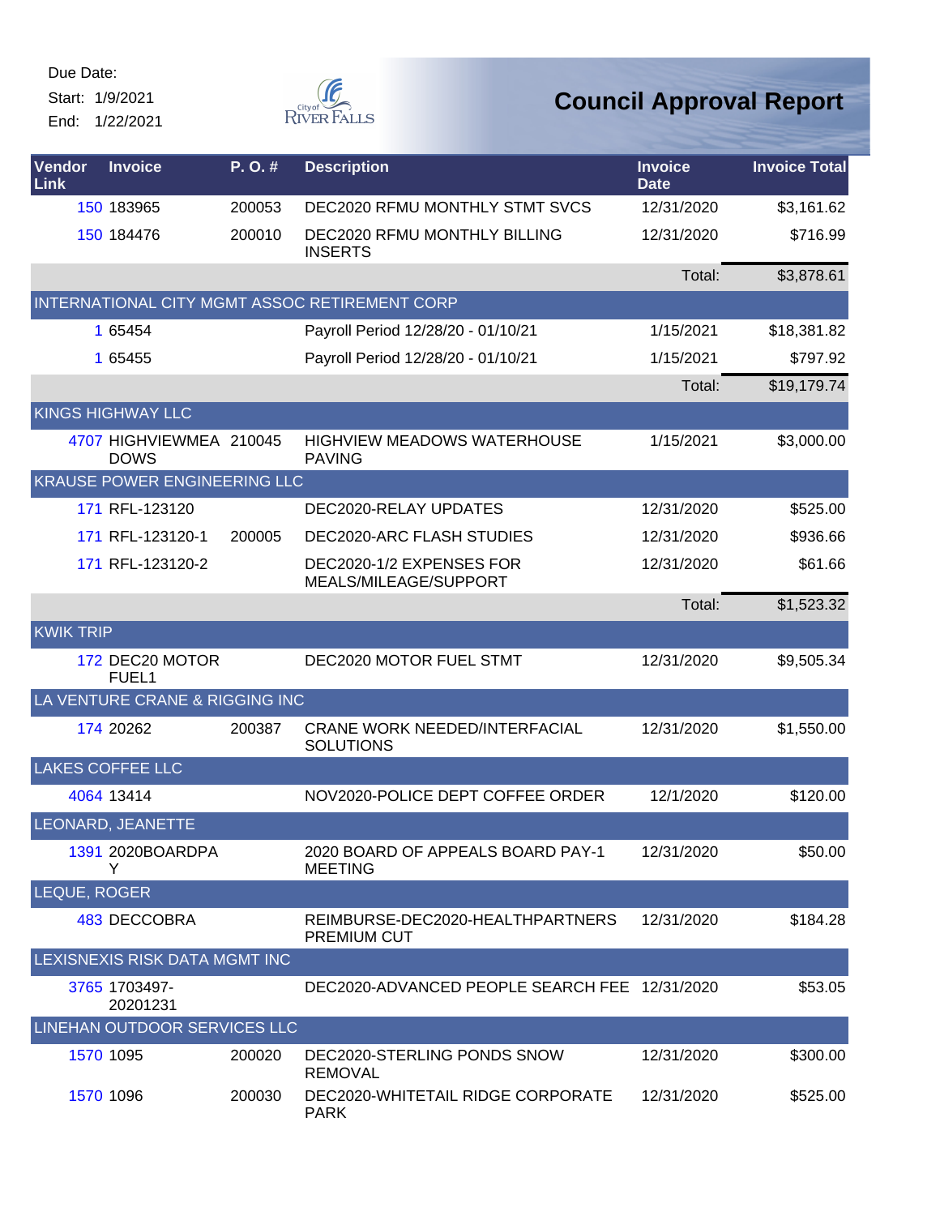Due Date:
Start: 1/9/2021
End: 1/22/2021

# Council Approval Report

| Vendor Link | Invoice | P. O. # | Description | Invoice Date | Invoice Total |
|---|---|---|---|---|---|
| 150 | 183965 | 200053 | DEC2020 RFMU MONTHLY STMT SVCS | 12/31/2020 | $3,161.62 |
| 150 | 184476 | 200010 | DEC2020 RFMU MONTHLY BILLING INSERTS | 12/31/2020 | $716.99 |
| | | | | Total: | $3,878.61 |
| INTERNATIONAL CITY MGMT ASSOC RETIREMENT CORP | | | | | |
| 1 | 65454 | | Payroll Period 12/28/20 - 01/10/21 | 1/15/2021 | $18,381.82 |
| 1 | 65455 | | Payroll Period 12/28/20 - 01/10/21 | 1/15/2021 | $797.92 |
| | | | | Total: | $19,179.74 |
| KINGS HIGHWAY LLC | | | | | |
| 4707 | HIGHVIEWMEA DOWS | 210045 | HIGHVIEW MEADOWS WATERHOUSE PAVING | 1/15/2021 | $3,000.00 |
| KRAUSE POWER ENGINEERING LLC | | | | | |
| 171 | RFL-123120 | | DEC2020-RELAY UPDATES | 12/31/2020 | $525.00 |
| 171 | RFL-123120-1 | 200005 | DEC2020-ARC FLASH STUDIES | 12/31/2020 | $936.66 |
| 171 | RFL-123120-2 | | DEC2020-1/2 EXPENSES FOR MEALS/MILEAGE/SUPPORT | 12/31/2020 | $61.66 |
| | | | | Total: | $1,523.32 |
| KWIK TRIP | | | | | |
| 172 | DEC20 MOTOR FUEL1 | | DEC2020 MOTOR FUEL STMT | 12/31/2020 | $9,505.34 |
| LA VENTURE CRANE & RIGGING INC | | | | | |
| 174 | 20262 | 200387 | CRANE WORK NEEDED/INTERFACIAL SOLUTIONS | 12/31/2020 | $1,550.00 |
| LAKES COFFEE LLC | | | | | |
| 4064 | 13414 | | NOV2020-POLICE DEPT COFFEE ORDER | 12/1/2020 | $120.00 |
| LEONARD, JEANETTE | | | | | |
| 1391 | 2020BOARDPA Y | | 2020 BOARD OF APPEALS BOARD PAY-1 MEETING | 12/31/2020 | $50.00 |
| LEQUE, ROGER | | | | | |
| 483 | DECCOBRA | | REIMBURSE-DEC2020-HEALTHPARTNERS PREMIUM CUT | 12/31/2020 | $184.28 |
| LEXISNEXIS RISK DATA MGMT INC | | | | | |
| 3765 | 1703497-20201231 | | DEC2020-ADVANCED PEOPLE SEARCH FEE | 12/31/2020 | $53.05 |
| LINEHAN OUTDOOR SERVICES LLC | | | | | |
| 1570 | 1095 | 200020 | DEC2020-STERLING PONDS SNOW REMOVAL | 12/31/2020 | $300.00 |
| 1570 | 1096 | 200030 | DEC2020-WHITETAIL RIDGE CORPORATE PARK | 12/31/2020 | $525.00 |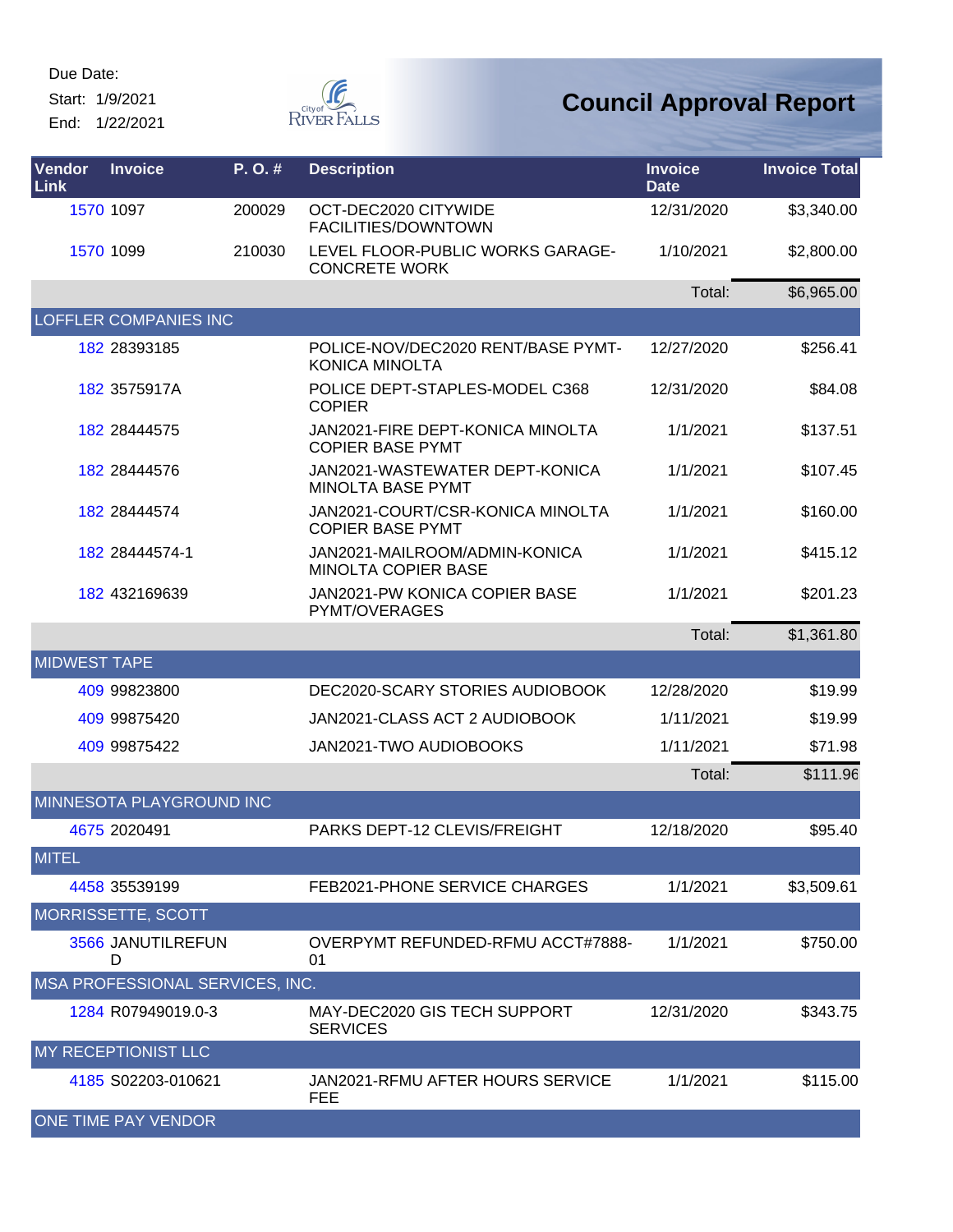Due Date:
Start: 1/9/2021
End: 1/22/2021

# Council Approval Report

| Vendor Link | Invoice | P. O. # | Description | Invoice Date | Invoice Total |
| --- | --- | --- | --- | --- | --- |
| 1570 | 1097 | 200029 | OCT-DEC2020 CITYWIDE FACILITIES/DOWNTOWN | 12/31/2020 | $3,340.00 |
| 1570 | 1099 | 210030 | LEVEL FLOOR-PUBLIC WORKS GARAGE-CONCRETE WORK | 1/10/2021 | $2,800.00 |
| | | | | Total: | $6,965.00 |
| LOFFLER COMPANIES INC | | | | | |
| 182 | 28393185 | | POLICE-NOV/DEC2020 RENT/BASE PYMT-KONICA MINOLTA | 12/27/2020 | $256.41 |
| 182 | 3575917A | | POLICE DEPT-STAPLES-MODEL C368 COPIER | 12/31/2020 | $84.08 |
| 182 | 28444575 | | JAN2021-FIRE DEPT-KONICA MINOLTA COPIER BASE PYMT | 1/1/2021 | $137.51 |
| 182 | 28444576 | | JAN2021-WASTEWATER DEPT-KONICA MINOLTA BASE PYMT | 1/1/2021 | $107.45 |
| 182 | 28444574 | | JAN2021-COURT/CSR-KONICA MINOLTA COPIER BASE PYMT | 1/1/2021 | $160.00 |
| 182 | 28444574-1 | | JAN2021-MAILROOM/ADMIN-KONICA MINOLTA COPIER BASE | 1/1/2021 | $415.12 |
| 182 | 432169639 | | JAN2021-PW KONICA COPIER BASE PYMT/OVERAGES | 1/1/2021 | $201.23 |
| | | | | Total: | $1,361.80 |
| MIDWEST TAPE | | | | | |
| 409 | 99823800 | | DEC2020-SCARY STORIES AUDIOBOOK | 12/28/2020 | $19.99 |
| 409 | 99875420 | | JAN2021-CLASS ACT 2 AUDIOBOOK | 1/11/2021 | $19.99 |
| 409 | 99875422 | | JAN2021-TWO AUDIOBOOKS | 1/11/2021 | $71.98 |
| | | | | Total: | $111.96 |
| MINNESOTA PLAYGROUND INC | | | | | |
| 4675 | 2020491 | | PARKS DEPT-12 CLEVIS/FREIGHT | 12/18/2020 | $95.40 |
| MITEL | | | | | |
| 4458 | 35539199 | | FEB2021-PHONE SERVICE CHARGES | 1/1/2021 | $3,509.61 |
| MORRISSETTE, SCOTT | | | | | |
| 3566 | JANUTILREFUND | | OVERPYMT REFUNDED-RFMU ACCT#7888-01 | 1/1/2021 | $750.00 |
| MSA PROFESSIONAL SERVICES, INC. | | | | | |
| 1284 | R07949019.0-3 | | MAY-DEC2020 GIS TECH SUPPORT SERVICES | 12/31/2020 | $343.75 |
| MY RECEPTIONIST LLC | | | | | |
| 4185 | S02203-010621 | | JAN2021-RFMU AFTER HOURS SERVICE FEE | 1/1/2021 | $115.00 |
| ONE TIME PAY VENDOR | | | | | |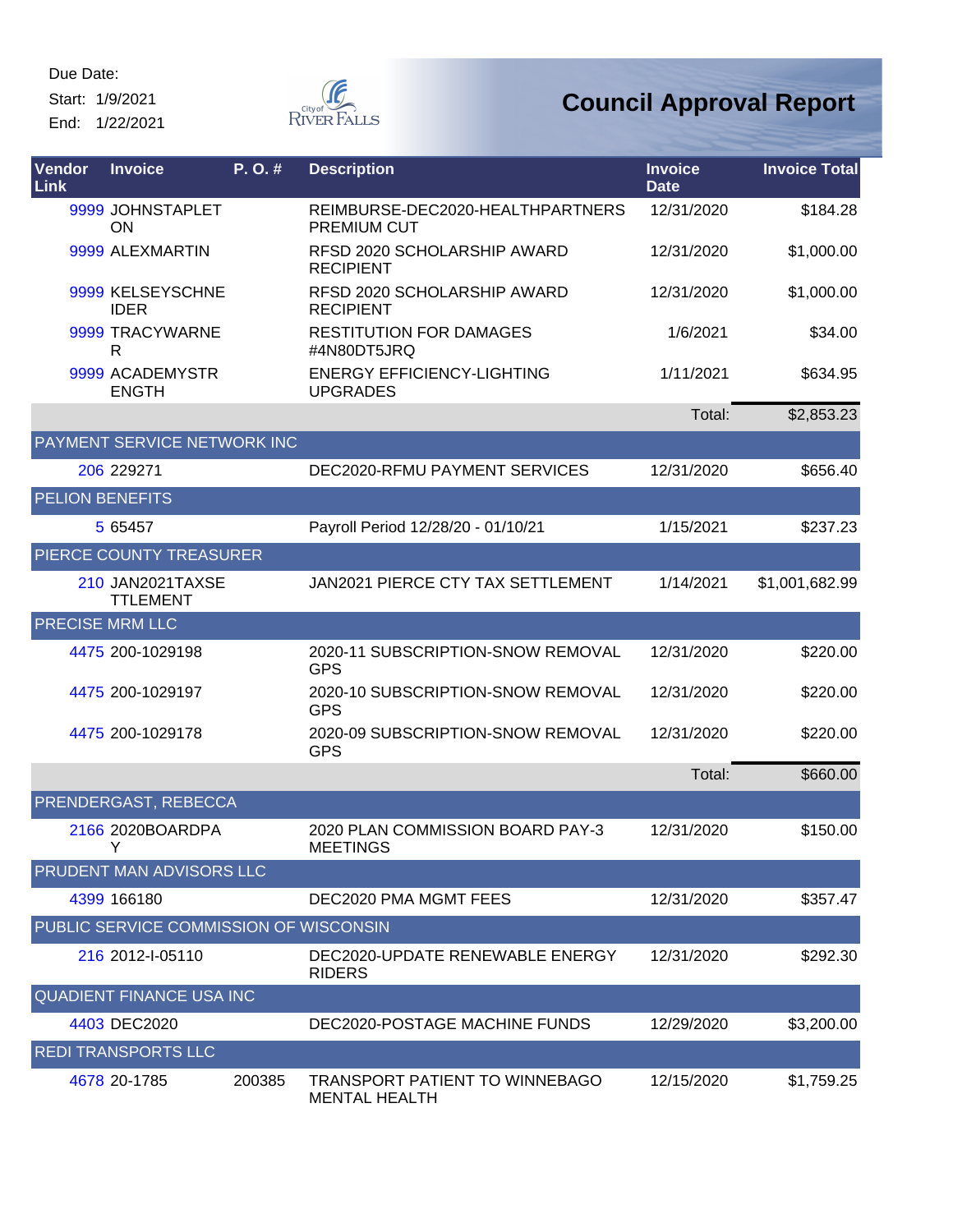Due Date:
Start: 1/9/2021
End: 1/22/2021

# Council Approval Report

| Vendor Link | Invoice | P. O. # | Description | Invoice Date | Invoice Total |
|---|---|---|---|---|---|
| 9999 | JOHNSTAPLETON | | REIMBURSE-DEC2020-HEALTHPARTNERS PREMIUM CUT | 12/31/2020 | $184.28 |
| 9999 | ALEXMARTIN | | RFSD 2020 SCHOLARSHIP AWARD RECIPIENT | 12/31/2020 | $1,000.00 |
| 9999 | KELSEYSCHNEIDER | | RFSD 2020 SCHOLARSHIP AWARD RECIPIENT | 12/31/2020 | $1,000.00 |
| 9999 | TRACYWARNER | | RESTITUTION FOR DAMAGES #4N80DT5JRQ | 1/6/2021 | $34.00 |
| 9999 | ACADEMYSTRENGTH | | ENERGY EFFICIENCY-LIGHTING UPGRADES | 1/11/2021 | $634.95 |
| | | | | Total: | $2,853.23 |
| PAYMENT SERVICE NETWORK INC | | | | | |
| 206 | 229271 | | DEC2020-RFMU PAYMENT SERVICES | 12/31/2020 | $656.40 |
| PELION BENEFITS | | | | | |
| 5 | 65457 | | Payroll Period 12/28/20 - 01/10/21 | 1/15/2021 | $237.23 |
| PIERCE COUNTY TREASURER | | | | | |
| 210 | JAN2021TAXSETTLEMENT | | JAN2021 PIERCE CTY TAX SETTLEMENT | 1/14/2021 | $1,001,682.99 |
| PRECISE MRM LLC | | | | | |
| 4475 | 200-1029198 | | 2020-11 SUBSCRIPTION-SNOW REMOVAL GPS | 12/31/2020 | $220.00 |
| 4475 | 200-1029197 | | 2020-10 SUBSCRIPTION-SNOW REMOVAL GPS | 12/31/2020 | $220.00 |
| 4475 | 200-1029178 | | 2020-09 SUBSCRIPTION-SNOW REMOVAL GPS | 12/31/2020 | $220.00 |
| | | | | Total: | $660.00 |
| PRENDERGAST, REBECCA | | | | | |
| 2166 | 2020BOARDPAY | | 2020 PLAN COMMISSION BOARD PAY-3 MEETINGS | 12/31/2020 | $150.00 |
| PRUDENT MAN ADVISORS LLC | | | | | |
| 4399 | 166180 | | DEC2020 PMA MGMT FEES | 12/31/2020 | $357.47 |
| PUBLIC SERVICE COMMISSION OF WISCONSIN | | | | | |
| 216 | 2012-I-05110 | | DEC2020-UPDATE RENEWABLE ENERGY RIDERS | 12/31/2020 | $292.30 |
| QUADIENT FINANCE USA INC | | | | | |
| 4403 | DEC2020 | | DEC2020-POSTAGE MACHINE FUNDS | 12/29/2020 | $3,200.00 |
| REDI TRANSPORTS LLC | | | | | |
| 4678 | 20-1785 | 200385 | TRANSPORT PATIENT TO WINNEBAGO MENTAL HEALTH | 12/15/2020 | $1,759.25 |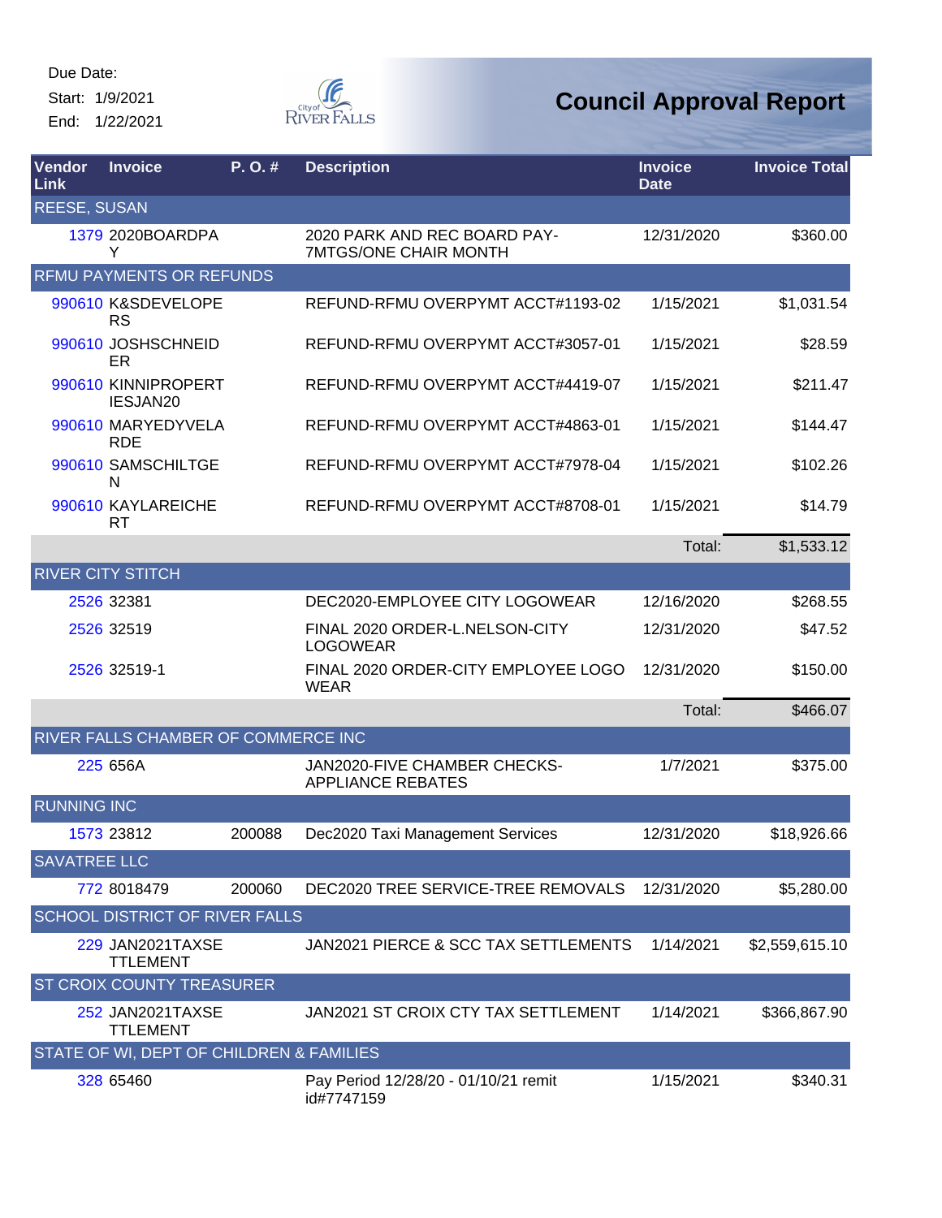Due Date:

Start: 1/9/2021

End: 1/22/2021

# Council Approval Report

| Vendor Link | Invoice | P. O. # | Description | Invoice Date | Invoice Total |
|---|---|---|---|---|---|
| REESE, SUSAN | | | | | |
| 1379 | 2020BOARDPAY | | 2020 PARK AND REC BOARD PAY-7MTGS/ONE CHAIR MONTH | 12/31/2020 | $360.00 |
| RFMU PAYMENTS OR REFUNDS | | | | | |
| 990610 | K&SDEVELOPERS | | REFUND-RFMU OVERPYMT ACCT#1193-02 | 1/15/2021 | $1,031.54 |
| 990610 | JOSHSCHNEIDER | | REFUND-RFMU OVERPYMT ACCT#3057-01 | 1/15/2021 | $28.59 |
| 990610 | KINNIPROPERTIESJAN20 | | REFUND-RFMU OVERPYMT ACCT#4419-07 | 1/15/2021 | $211.47 |
| 990610 | MARYEDYVELARDE | | REFUND-RFMU OVERPYMT ACCT#4863-01 | 1/15/2021 | $144.47 |
| 990610 | SAMSCHILTGEN | | REFUND-RFMU OVERPYMT ACCT#7978-04 | 1/15/2021 | $102.26 |
| 990610 | KAYLAREICHERT | | REFUND-RFMU OVERPYMT ACCT#8708-01 | 1/15/2021 | $14.79 |
| | | | | Total: | $1,533.12 |
| RIVER CITY STITCH | | | | | |
| 2526 | 32381 | | DEC2020-EMPLOYEE CITY LOGOWEAR | 12/16/2020 | $268.55 |
| 2526 | 32519 | | FINAL 2020 ORDER-L.NELSON-CITY LOGOWEAR | 12/31/2020 | $47.52 |
| 2526 | 32519-1 | | FINAL 2020 ORDER-CITY EMPLOYEE LOGO WEAR | 12/31/2020 | $150.00 |
| | | | | Total: | $466.07 |
| RIVER FALLS CHAMBER OF COMMERCE INC | | | | | |
| 225 | 656A | | JAN2020-FIVE CHAMBER CHECKS-APPLIANCE REBATES | 1/7/2021 | $375.00 |
| RUNNING INC | | | | | |
| 1573 | 23812 | 200088 | Dec2020 Taxi Management Services | 12/31/2020 | $18,926.66 |
| SAVATREE LLC | | | | | |
| 772 | 8018479 | 200060 | DEC2020 TREE SERVICE-TREE REMOVALS | 12/31/2020 | $5,280.00 |
| SCHOOL DISTRICT OF RIVER FALLS | | | | | |
| 229 | JAN2021TAXSETTLEMENT | | JAN2021 PIERCE & SCC TAX SETTLEMENTS | 1/14/2021 | $2,559,615.10 |
| ST CROIX COUNTY TREASURER | | | | | |
| 252 | JAN2021TAXSETTLEMENT | | JAN2021 ST CROIX CTY TAX SETTLEMENT | 1/14/2021 | $366,867.90 |
| STATE OF WI, DEPT OF CHILDREN & FAMILIES | | | | | |
| 328 | 65460 | | Pay Period 12/28/20 - 01/10/21 remit id#7747159 | 1/15/2021 | $340.31 |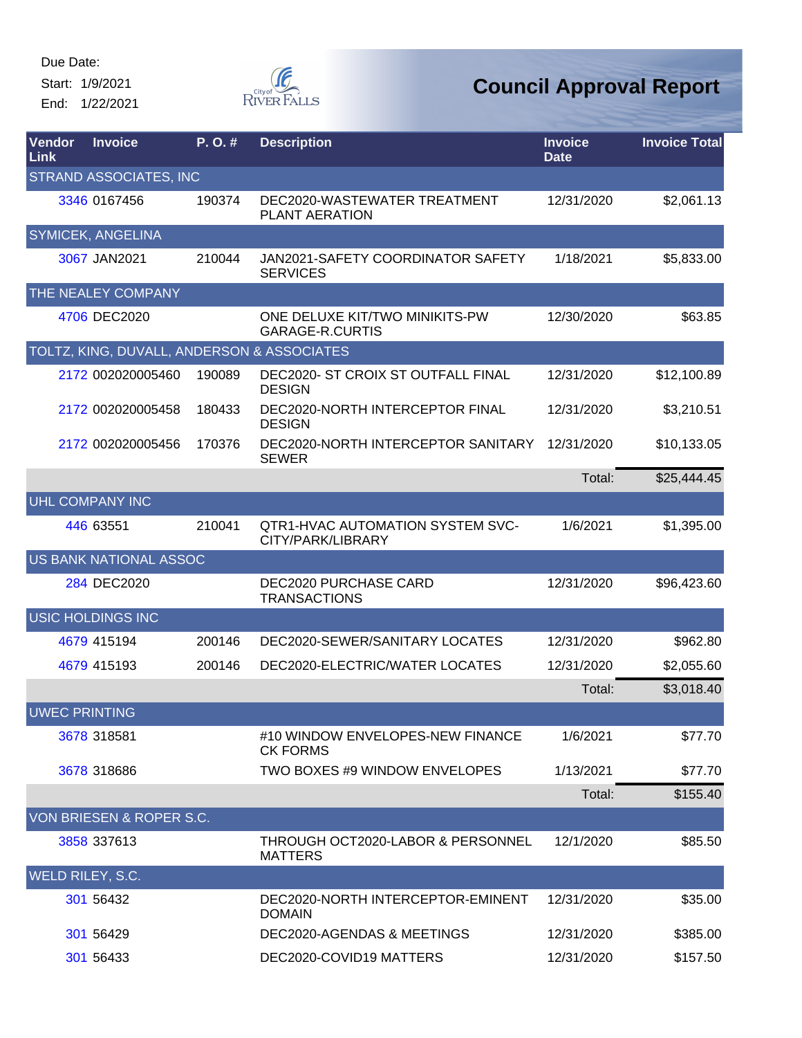Due Date:

Start: 1/9/2021

End: 1/22/2021

# Council Approval Report

| Vendor Link | Invoice | P. O. # | Description | Invoice Date | Invoice Total |
|---|---|---|---|---|---|
| STRAND ASSOCIATES, INC | | | | | |
| 3346 | 0167456 | 190374 | DEC2020-WASTEWATER TREATMENT PLANT AERATION | 12/31/2020 | $2,061.13 |
| SYMICEK, ANGELINA | | | | | |
| 3067 | JAN2021 | 210044 | JAN2021-SAFETY COORDINATOR SAFETY SERVICES | 1/18/2021 | $5,833.00 |
| THE NEALEY COMPANY | | | | | |
| 4706 | DEC2020 | | ONE DELUXE KIT/TWO MINIKITS-PW GARAGE-R.CURTIS | 12/30/2020 | $63.85 |
| TOLTZ, KING, DUVALL, ANDERSON & ASSOCIATES | | | | | |
| 2172 | 002020005460 | 190089 | DEC2020- ST CROIX ST OUTFALL FINAL DESIGN | 12/31/2020 | $12,100.89 |
| 2172 | 002020005458 | 180433 | DEC2020-NORTH INTERCEPTOR FINAL DESIGN | 12/31/2020 | $3,210.51 |
| 2172 | 002020005456 | 170376 | DEC2020-NORTH INTERCEPTOR SANITARY SEWER | 12/31/2020 | $10,133.05 |
| | | | | Total: | $25,444.45 |
| UHL COMPANY INC | | | | | |
| 446 | 63551 | 210041 | QTR1-HVAC AUTOMATION SYSTEM SVC-CITY/PARK/LIBRARY | 1/6/2021 | $1,395.00 |
| US BANK NATIONAL ASSOC | | | | | |
| 284 | DEC2020 | | DEC2020 PURCHASE CARD TRANSACTIONS | 12/31/2020 | $96,423.60 |
| USIC HOLDINGS INC | | | | | |
| 4679 | 415194 | 200146 | DEC2020-SEWER/SANITARY LOCATES | 12/31/2020 | $962.80 |
| 4679 | 415193 | 200146 | DEC2020-ELECTRIC/WATER LOCATES | 12/31/2020 | $2,055.60 |
| | | | | Total: | $3,018.40 |
| UWEC PRINTING | | | | | |
| 3678 | 318581 | | #10 WINDOW ENVELOPES-NEW FINANCE CK FORMS | 1/6/2021 | $77.70 |
| 3678 | 318686 | | TWO BOXES #9 WINDOW ENVELOPES | 1/13/2021 | $77.70 |
| | | | | Total: | $155.40 |
| VON BRIESEN & ROPER S.C. | | | | | |
| 3858 | 337613 | | THROUGH OCT2020-LABOR & PERSONNEL MATTERS | 12/1/2020 | $85.50 |
| WELD RILEY, S.C. | | | | | |
| 301 | 56432 | | DEC2020-NORTH INTERCEPTOR-EMINENT DOMAIN | 12/31/2020 | $35.00 |
| 301 | 56429 | | DEC2020-AGENDAS & MEETINGS | 12/31/2020 | $385.00 |
| 301 | 56433 | | DEC2020-COVID19 MATTERS | 12/31/2020 | $157.50 |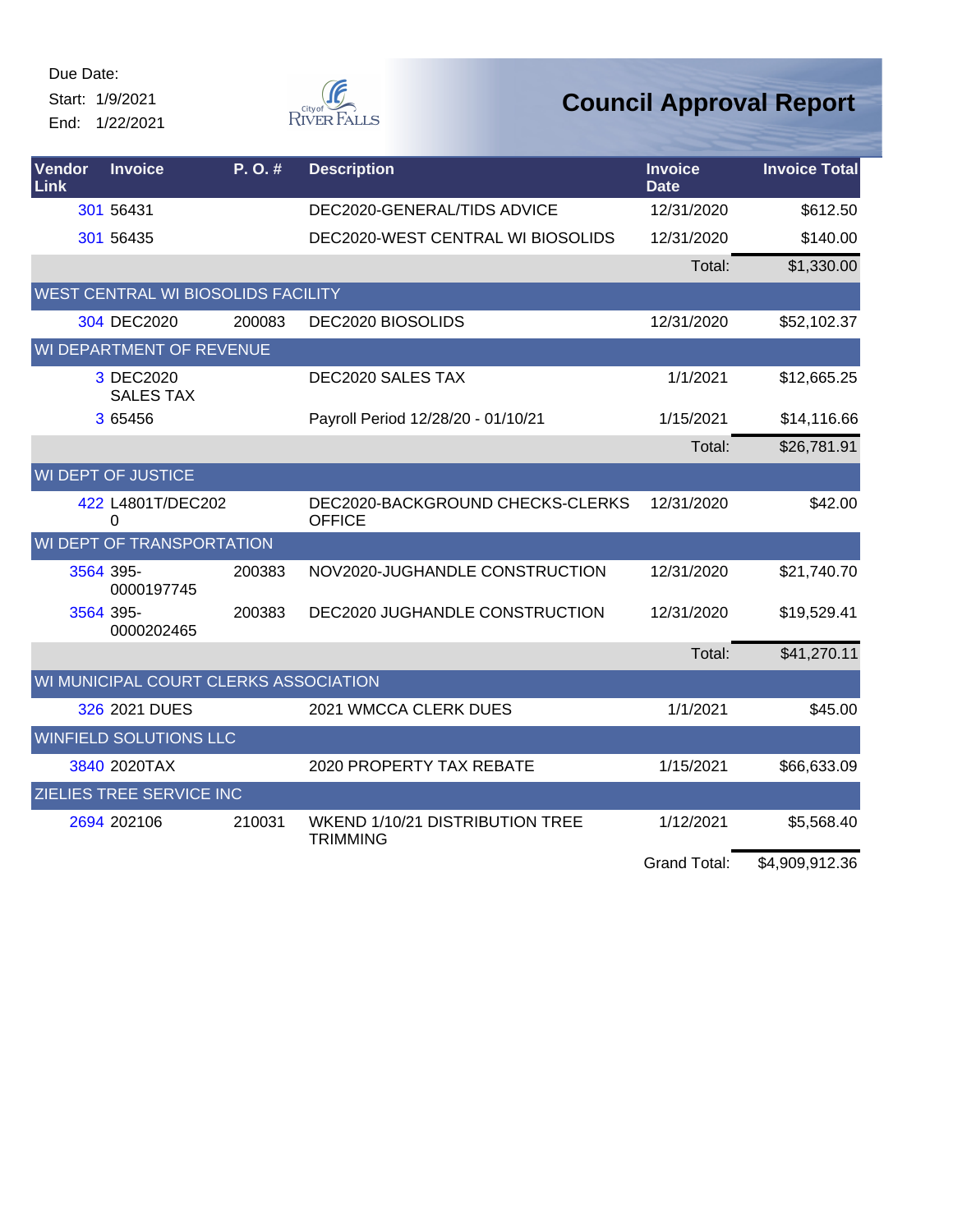Due Date:
Start: 1/9/2021
End: 1/22/2021

# Council Approval Report

| Vendor Link | Invoice | P. O. # | Description | Invoice Date | Invoice Total |
|---|---|---|---|---|---|
| 301 | 56431 | | DEC2020-GENERAL/TIDS ADVICE | 12/31/2020 | $612.50 |
| 301 | 56435 | | DEC2020-WEST CENTRAL WI BIOSOLIDS | 12/31/2020 | $140.00 |
| | | | | Total: | $1,330.00 |
| WEST CENTRAL WI BIOSOLIDS FACILITY | | | | | |
| 304 | DEC2020 | 200083 | DEC2020 BIOSOLIDS | 12/31/2020 | $52,102.37 |
| WI DEPARTMENT OF REVENUE | | | | | |
| 3 | DEC2020 SALES TAX | | DEC2020 SALES TAX | 1/1/2021 | $12,665.25 |
| 3 | 65456 | | Payroll Period 12/28/20 - 01/10/21 | 1/15/2021 | $14,116.66 |
| | | | | Total: | $26,781.91 |
| WI DEPT OF JUSTICE | | | | | |
| 422 | L4801T/DEC2020 | | DEC2020-BACKGROUND CHECKS-CLERKS OFFICE | 12/31/2020 | $42.00 |
| WI DEPT OF TRANSPORTATION | | | | | |
| 3564 | 395-0000197745 | 200383 | NOV2020-JUGHANDLE CONSTRUCTION | 12/31/2020 | $21,740.70 |
| 3564 | 395-0000202465 | 200383 | DEC2020 JUGHANDLE CONSTRUCTION | 12/31/2020 | $19,529.41 |
| | | | | Total: | $41,270.11 |
| WI MUNICIPAL COURT CLERKS ASSOCIATION | | | | | |
| 326 | 2021 DUES | | 2021 WMCCA CLERK DUES | 1/1/2021 | $45.00 |
| WINFIELD SOLUTIONS LLC | | | | | |
| 3840 | 2020TAX | | 2020 PROPERTY TAX REBATE | 1/15/2021 | $66,633.09 |
| ZIELIES TREE SERVICE INC | | | | | |
| 2694 | 202106 | 210031 | WKEND 1/10/21 DISTRIBUTION TREE TRIMMING | 1/12/2021 | $5,568.40 |
| | | | | Grand Total: | $4,909,912.36 |